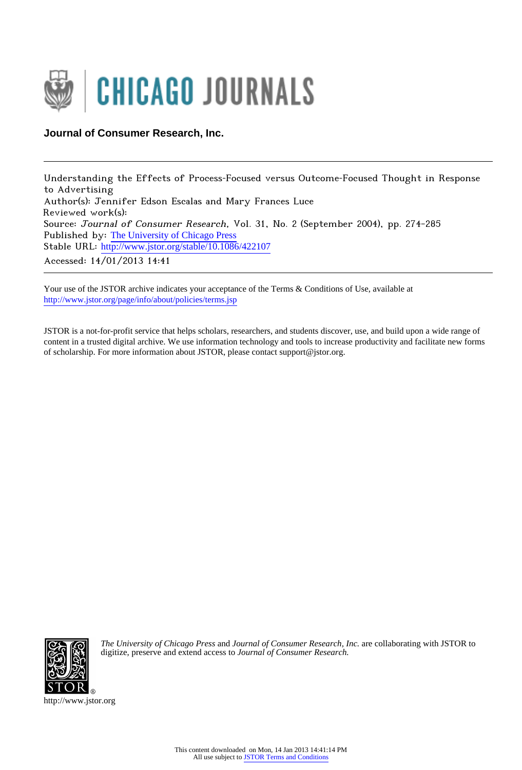CHICAGO JOURNALS

**Journal of Consumer Research, Inc.**

---

Understanding the Effects of Process-Focused versus Outcome-Focused Thought in Response to Advertising
Author(s): Jennifer Edson Escalas and Mary Frances Luce
Reviewed work(s):
Source: *Journal of Consumer Research*, Vol. 31, No. 2 (September 2004), pp. 274-285
Published by: The University of Chicago Press
Stable URL: http://www.jstor.org/stable/10.1086/422107
Accessed: 14/01/2013 14:41

---

Your use of the JSTOR archive indicates your acceptance of the Terms & Conditions of Use, available at
http://www.jstor.org/page/info/about/policies/terms.jsp

JSTOR is a not-for-profit service that helps scholars, researchers, and students discover, use, and build upon a wide range of content in a trusted digital archive. We use information technology and tools to increase productivity and facilitate new forms of scholarship. For more information about JSTOR, please contact support@jstor.org.

*The University of Chicago Press* and *Journal of Consumer Research, Inc.* are collaborating with JSTOR to digitize, preserve and extend access to *Journal of Consumer Research.*

http://www.jstor.org

This content downloaded on Mon, 14 Jan 2013 14:41:14 PM
All use subject to JSTOR Terms and Conditions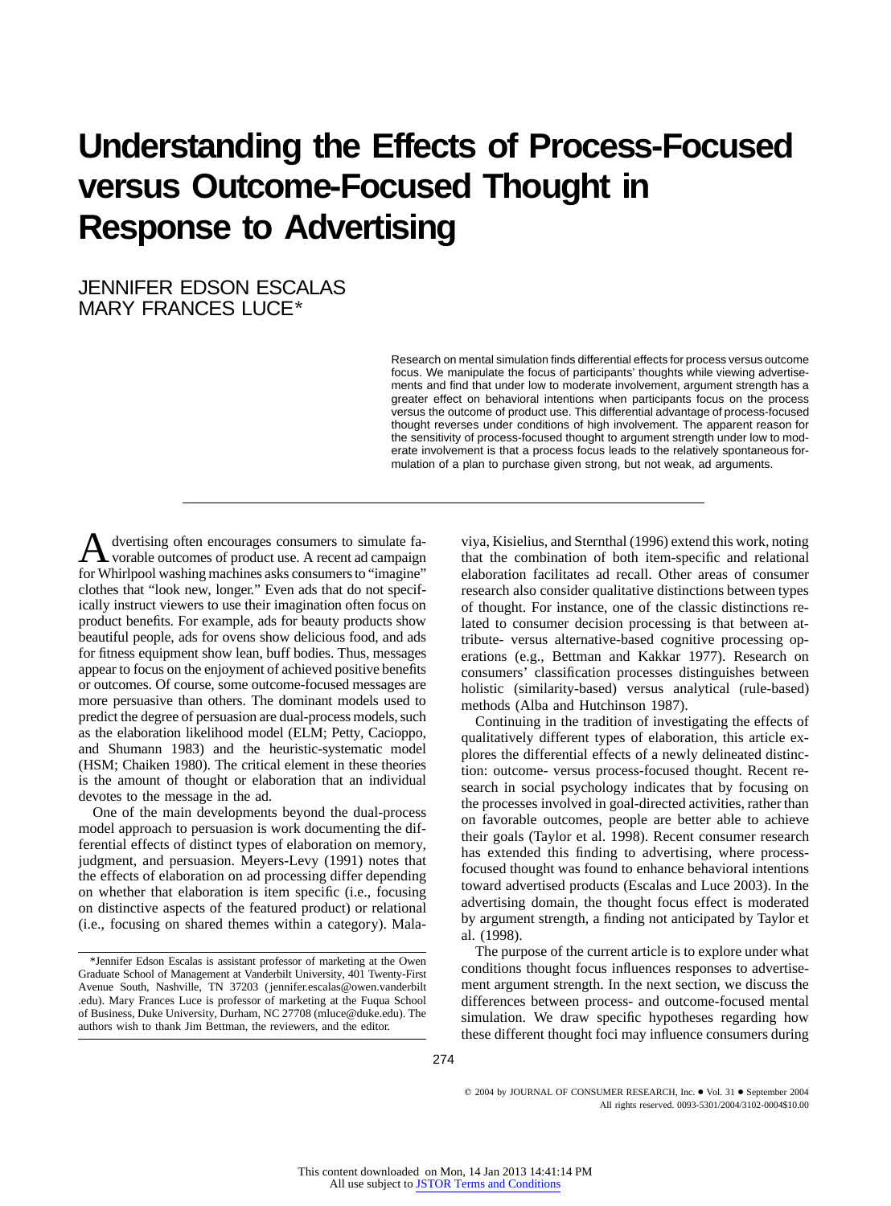# Understanding the Effects of Process-Focused versus Outcome-Focused Thought in Response to Advertising

JENNIFER EDSON ESCALAS
MARY FRANCES LUCE*

Research on mental simulation finds differential effects for process versus outcome focus. We manipulate the focus of participants' thoughts while viewing advertisements and find that under low to moderate involvement, argument strength has a greater effect on behavioral intentions when participants focus on the process versus the outcome of product use. This differential advantage of process-focused thought reverses under conditions of high involvement. The apparent reason for the sensitivity of process-focused thought to argument strength under low to moderate involvement is that a process focus leads to the relatively spontaneous formulation of a plan to purchase given strong, but not weak, ad arguments.

---

Advertising often encourages consumers to simulate favorable outcomes of product use. A recent ad campaign for Whirlpool washing machines asks consumers to "imagine" clothes that "look new, longer." Even ads that do not specifically instruct viewers to use their imagination often focus on product benefits. For example, ads for beauty products show beautiful people, ads for ovens show delicious food, and ads for fitness equipment show lean, buff bodies. Thus, messages appear to focus on the enjoyment of achieved positive benefits or outcomes. Of course, some outcome-focused messages are more persuasive than others. The dominant models used to predict the degree of persuasion are dual-process models, such as the elaboration likelihood model (ELM; Petty, Cacioppo, and Shumann 1983) and the heuristic-systematic model (HSM; Chaiken 1980). The critical element in these theories is the amount of thought or elaboration that an individual devotes to the message in the ad.

One of the main developments beyond the dual-process model approach to persuasion is work documenting the differential effects of distinct types of elaboration on memory, judgment, and persuasion. Meyers-Levy (1991) notes that the effects of elaboration on ad processing differ depending on whether that elaboration is item specific (i.e., focusing on distinctive aspects of the featured product) or relational (i.e., focusing on shared themes within a category). Malaviya, Kisielius, and Sternthal (1996) extend this work, noting that the combination of both item-specific and relational elaboration facilitates ad recall. Other areas of consumer research also consider qualitative distinctions between types of thought. For instance, one of the classic distinctions related to consumer decision processing is that between attribute- versus alternative-based cognitive processing operations (e.g., Bettman and Kakkar 1977). Research on consumers' classification processes distinguishes between holistic (similarity-based) versus analytical (rule-based) methods (Alba and Hutchinson 1987).

Continuing in the tradition of investigating the effects of qualitatively different types of elaboration, this article explores the differential effects of a newly delineated distinction: outcome- versus process-focused thought. Recent research in social psychology indicates that by focusing on the processes involved in goal-directed activities, rather than on favorable outcomes, people are better able to achieve their goals (Taylor et al. 1998). Recent consumer research has extended this finding to advertising, where process-focused thought was found to enhance behavioral intentions toward advertised products (Escalas and Luce 2003). In the advertising domain, the thought focus effect is moderated by argument strength, a finding not anticipated by Taylor et al. (1998).

The purpose of the current article is to explore under what conditions thought focus influences responses to advertisement argument strength. In the next section, we discuss the differences between process- and outcome-focused mental simulation. We draw specific hypotheses regarding how these different thought foci may influence consumers during

*Jennifer Edson Escalas is assistant professor of marketing at the Owen Graduate School of Management at Vanderbilt University, 401 Twenty-First Avenue South, Nashville, TN 37203 (jennifer.escalas@owen.vanderbilt.edu). Mary Frances Luce is professor of marketing at the Fuqua School of Business, Duke University, Durham, NC 27708 (mluce@duke.edu). The authors wish to thank Jim Bettman, the reviewers, and the editor.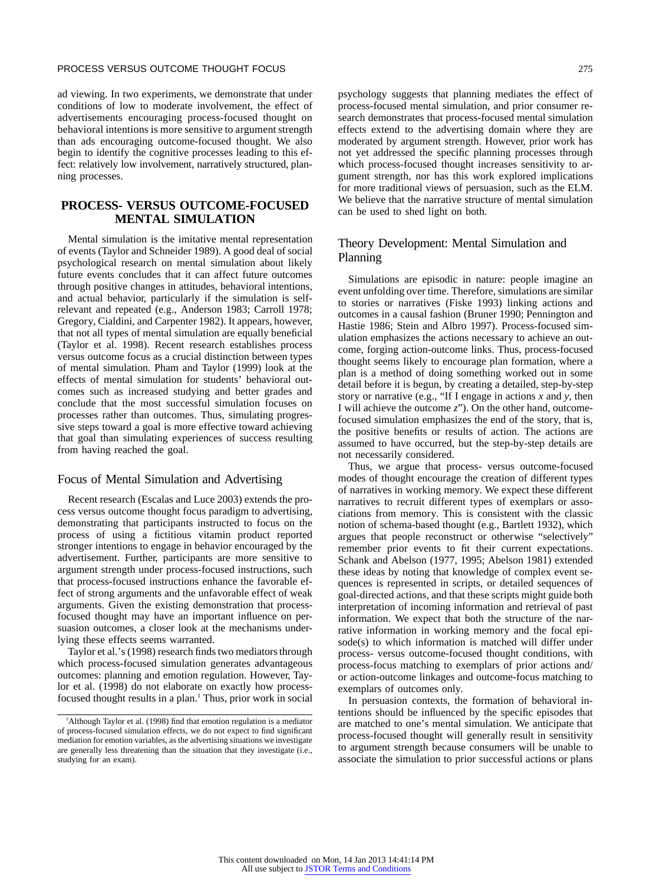ad viewing. In two experiments, we demonstrate that under conditions of low to moderate involvement, the effect of advertisements encouraging process-focused thought on behavioral intentions is more sensitive to argument strength than ads encouraging outcome-focused thought. We also begin to identify the cognitive processes leading to this effect: relatively low involvement, narratively structured, planning processes.

## PROCESS- VERSUS OUTCOME-FOCUSED MENTAL SIMULATION

Mental simulation is the imitative mental representation of events (Taylor and Schneider 1989). A good deal of social psychological research on mental simulation about likely future events concludes that it can affect future outcomes through positive changes in attitudes, behavioral intentions, and actual behavior, particularly if the simulation is self-relevant and repeated (e.g., Anderson 1983; Carroll 1978; Gregory, Cialdini, and Carpenter 1982). It appears, however, that not all types of mental simulation are equally beneficial (Taylor et al. 1998). Recent research establishes process versus outcome focus as a crucial distinction between types of mental simulation. Pham and Taylor (1999) look at the effects of mental simulation for students' behavioral outcomes such as increased studying and better grades and conclude that the most successful simulation focuses on processes rather than outcomes. Thus, simulating progressive steps toward a goal is more effective toward achieving that goal than simulating experiences of success resulting from having reached the goal.

### Focus of Mental Simulation and Advertising

Recent research (Escalas and Luce 2003) extends the process versus outcome thought focus paradigm to advertising, demonstrating that participants instructed to focus on the process of using a fictitious vitamin product reported stronger intentions to engage in behavior encouraged by the advertisement. Further, participants are more sensitive to argument strength under process-focused instructions, such that process-focused instructions enhance the favorable effect of strong arguments and the unfavorable effect of weak arguments. Given the existing demonstration that process-focused thought may have an important influence on persuasion outcomes, a closer look at the mechanisms underlying these effects seems warranted.

Taylor et al.'s (1998) research finds two mediators through which process-focused simulation generates advantageous outcomes: planning and emotion regulation. However, Taylor et al. (1998) do not elaborate on exactly how process-focused thought results in a plan.[1] Thus, prior work in social psychology suggests that planning mediates the effect of process-focused mental simulation, and prior consumer research demonstrates that process-focused mental simulation effects extend to the advertising domain where they are moderated by argument strength. However, prior work has not yet addressed the specific planning processes through which process-focused thought increases sensitivity to argument strength, nor has this work explored implications for more traditional views of persuasion, such as the ELM. We believe that the narrative structure of mental simulation can be used to shed light on both.

### Theory Development: Mental Simulation and Planning

Simulations are episodic in nature: people imagine an event unfolding over time. Therefore, simulations are similar to stories or narratives (Fiske 1993) linking actions and outcomes in a causal fashion (Bruner 1990; Pennington and Hastie 1986; Stein and Albro 1997). Process-focused simulation emphasizes the actions necessary to achieve an outcome, forging action-outcome links. Thus, process-focused thought seems likely to encourage plan formation, where a plan is a method of doing something worked out in some detail before it is begun, by creating a detailed, step-by-step story or narrative (e.g., "If I engage in actions *x* and *y*, then I will achieve the outcome *z*"). On the other hand, outcome-focused simulation emphasizes the end of the story, that is, the positive benefits or results of action. The actions are assumed to have occurred, but the step-by-step details are not necessarily considered.

Thus, we argue that process- versus outcome-focused modes of thought encourage the creation of different types of narratives in working memory. We expect these different narratives to recruit different types of exemplars or associations from memory. This is consistent with the classic notion of schema-based thought (e.g., Bartlett 1932), which argues that people reconstruct or otherwise "selectively" remember prior events to fit their current expectations. Schank and Abelson (1977, 1995; Abelson 1981) extended these ideas by noting that knowledge of complex event sequences is represented in scripts, or detailed sequences of goal-directed actions, and that these scripts might guide both interpretation of incoming information and retrieval of past information. We expect that both the structure of the narrative information in working memory and the focal episode(s) to which information is matched will differ under process- versus outcome-focused thought conditions, with process-focus matching to exemplars of prior actions and/or action-outcome linkages and outcome-focus matching to exemplars of outcomes only.

In persuasion contexts, the formation of behavioral intentions should be influenced by the specific episodes that are matched to one's mental simulation. We anticipate that process-focused thought will generally result in sensitivity to argument strength because consumers will be unable to associate the simulation to prior successful actions or plans

[1]Although Taylor et al. (1998) find that emotion regulation is a mediator of process-focused simulation effects, we do not expect to find significant mediation for emotion variables, as the advertising situations we investigate are generally less threatening than the situation that they investigate (i.e., studying for an exam).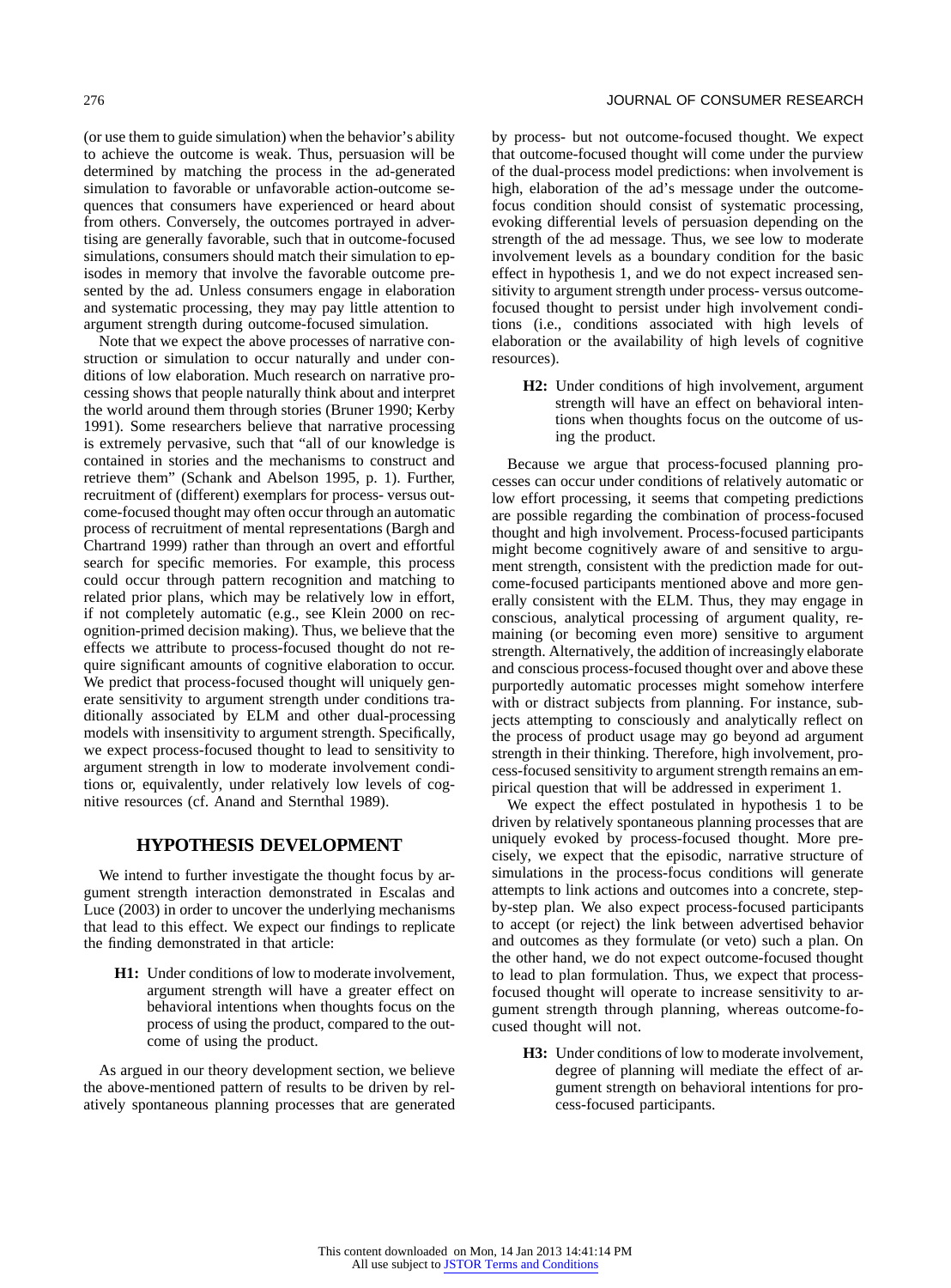(or use them to guide simulation) when the behavior's ability to achieve the outcome is weak. Thus, persuasion will be determined by matching the process in the ad-generated simulation to favorable or unfavorable action-outcome sequences that consumers have experienced or heard about from others. Conversely, the outcomes portrayed in advertising are generally favorable, such that in outcome-focused simulations, consumers should match their simulation to episodes in memory that involve the favorable outcome presented by the ad. Unless consumers engage in elaboration and systematic processing, they may pay little attention to argument strength during outcome-focused simulation.

Note that we expect the above processes of narrative construction or simulation to occur naturally and under conditions of low elaboration. Much research on narrative processing shows that people naturally think about and interpret the world around them through stories (Bruner 1990; Kerby 1991). Some researchers believe that narrative processing is extremely pervasive, such that "all of our knowledge is contained in stories and the mechanisms to construct and retrieve them" (Schank and Abelson 1995, p. 1). Further, recruitment of (different) exemplars for process- versus outcome-focused thought may often occur through an automatic process of recruitment of mental representations (Bargh and Chartrand 1999) rather than through an overt and effortful search for specific memories. For example, this process could occur through pattern recognition and matching to related prior plans, which may be relatively low in effort, if not completely automatic (e.g., see Klein 2000 on recognition-primed decision making). Thus, we believe that the effects we attribute to process-focused thought do not require significant amounts of cognitive elaboration to occur. We predict that process-focused thought will uniquely generate sensitivity to argument strength under conditions traditionally associated by ELM and other dual-processing models with insensitivity to argument strength. Specifically, we expect process-focused thought to lead to sensitivity to argument strength in low to moderate involvement conditions or, equivalently, under relatively low levels of cognitive resources (cf. Anand and Sternthal 1989).

## HYPOTHESIS DEVELOPMENT

We intend to further investigate the thought focus by argument strength interaction demonstrated in Escalas and Luce (2003) in order to uncover the underlying mechanisms that lead to this effect. We expect our findings to replicate the finding demonstrated in that article:

> **H1:** Under conditions of low to moderate involvement, argument strength will have a greater effect on behavioral intentions when thoughts focus on the process of using the product, compared to the outcome of using the product.

As argued in our theory development section, we believe the above-mentioned pattern of results to be driven by relatively spontaneous planning processes that are generated by process- but not outcome-focused thought. We expect that outcome-focused thought will come under the purview of the dual-process model predictions: when involvement is high, elaboration of the ad's message under the outcome-focus condition should consist of systematic processing, evoking differential levels of persuasion depending on the strength of the ad message. Thus, we see low to moderate involvement levels as a boundary condition for the basic effect in hypothesis 1, and we do not expect increased sensitivity to argument strength under process- versus outcome-focused thought to persist under high involvement conditions (i.e., conditions associated with high levels of elaboration or the availability of high levels of cognitive resources).

> **H2:** Under conditions of high involvement, argument strength will have an effect on behavioral intentions when thoughts focus on the outcome of using the product.

Because we argue that process-focused planning processes can occur under conditions of relatively automatic or low effort processing, it seems that competing predictions are possible regarding the combination of process-focused thought and high involvement. Process-focused participants might become cognitively aware of and sensitive to argument strength, consistent with the prediction made for outcome-focused participants mentioned above and more generally consistent with the ELM. Thus, they may engage in conscious, analytical processing of argument quality, remaining (or becoming even more) sensitive to argument strength. Alternatively, the addition of increasingly elaborate and conscious process-focused thought over and above these purportedly automatic processes might somehow interfere with or distract subjects from planning. For instance, subjects attempting to consciously and analytically reflect on the process of product usage may go beyond ad argument strength in their thinking. Therefore, high involvement, process-focused sensitivity to argument strength remains an empirical question that will be addressed in experiment 1.

We expect the effect postulated in hypothesis 1 to be driven by relatively spontaneous planning processes that are uniquely evoked by process-focused thought. More precisely, we expect that the episodic, narrative structure of simulations in the process-focus conditions will generate attempts to link actions and outcomes into a concrete, step-by-step plan. We also expect process-focused participants to accept (or reject) the link between advertised behavior and outcomes as they formulate (or veto) such a plan. On the other hand, we do not expect outcome-focused thought to lead to plan formulation. Thus, we expect that process-focused thought will operate to increase sensitivity to argument strength through planning, whereas outcome-focused thought will not.

> **H3:** Under conditions of low to moderate involvement, degree of planning will mediate the effect of argument strength on behavioral intentions for process-focused participants.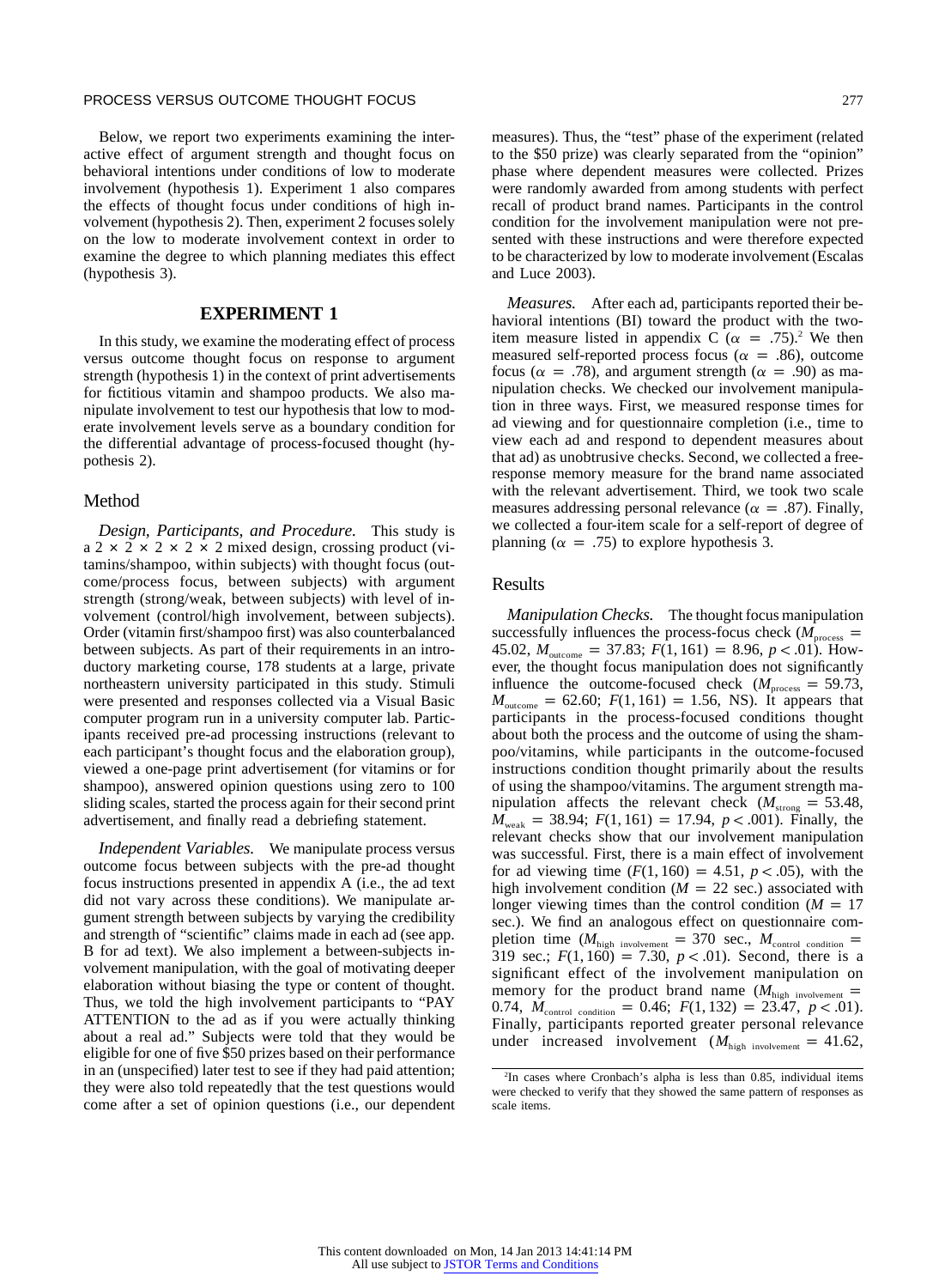Below, we report two experiments examining the interactive effect of argument strength and thought focus on behavioral intentions under conditions of low to moderate involvement (hypothesis 1). Experiment 1 also compares the effects of thought focus under conditions of high involvement (hypothesis 2). Then, experiment 2 focuses solely on the low to moderate involvement context in order to examine the degree to which planning mediates this effect (hypothesis 3).

## EXPERIMENT 1

In this study, we examine the moderating effect of process versus outcome thought focus on response to argument strength (hypothesis 1) in the context of print advertisements for fictitious vitamin and shampoo products. We also manipulate involvement to test our hypothesis that low to moderate involvement levels serve as a boundary condition for the differential advantage of process-focused thought (hypothesis 2).

### Method

*Design, Participants, and Procedure.* This study is a $2 \times 2 \times 2 \times 2 \times 2$ mixed design, crossing product (vitamins/shampoo, within subjects) with thought focus (outcome/process focus, between subjects) with argument strength (strong/weak, between subjects) with level of involvement (control/high involvement, between subjects). Order (vitamin first/shampoo first) was also counterbalanced between subjects. As part of their requirements in an introductory marketing course, 178 students at a large, private northeastern university participated in this study. Stimuli were presented and responses collected via a Visual Basic computer program run in a university computer lab. Participants received pre-ad processing instructions (relevant to each participant's thought focus and the elaboration group), viewed a one-page print advertisement (for vitamins or for shampoo), answered opinion questions using zero to 100 sliding scales, started the process again for their second print advertisement, and finally read a debriefing statement.

*Independent Variables.* We manipulate process versus outcome focus between subjects with the pre-ad thought focus instructions presented in appendix A (i.e., the ad text did not vary across these conditions). We manipulate argument strength between subjects by varying the credibility and strength of "scientific" claims made in each ad (see app. B for ad text). We also implement a between-subjects involvement manipulation, with the goal of motivating deeper elaboration without biasing the type or content of thought. Thus, we told the high involvement participants to "PAY ATTENTION to the ad as if you were actually thinking about a real ad." Subjects were told that they would be eligible for one of five \$50 prizes based on their performance in an (unspecified) later test to see if they had paid attention; they were also told repeatedly that the test questions would come after a set of opinion questions (i.e., our dependent measures). Thus, the "test" phase of the experiment (related to the \$50 prize) was clearly separated from the "opinion" phase where dependent measures were collected. Prizes were randomly awarded from among students with perfect recall of product brand names. Participants in the control condition for the involvement manipulation were not presented with these instructions and were therefore expected to be characterized by low to moderate involvement (Escalas and Luce 2003).

*Measures.* After each ad, participants reported their behavioral intentions (BI) toward the product with the two-item measure listed in appendix C ($\alpha = .75$).[2] We then measured self-reported process focus ($\alpha = .86$), outcome focus ($\alpha = .78$), and argument strength ($\alpha = .90$) as manipulation checks. We checked our involvement manipulation in three ways. First, we measured response times for ad viewing and for questionnaire completion (i.e., time to view each ad and respond to dependent measures about that ad) as unobtrusive checks. Second, we collected a free-response memory measure for the brand name associated with the relevant advertisement. Third, we took two scale measures addressing personal relevance ($\alpha = .87$). Finally, we collected a four-item scale for a self-report of degree of planning ($\alpha = .75$) to explore hypothesis 3.

### Results

*Manipulation Checks.* The thought focus manipulation successfully influences the process-focus check ($M_{\text{process}} = 45.02$, $M_{\text{outcome}} = 37.83$; $F(1, 161) = 8.96$, $p < .01$). However, the thought focus manipulation does not significantly influence the outcome-focused check ($M_{\text{process}} = 59.73$, $M_{\text{outcome}} = 62.60$; $F(1, 161) = 1.56$, NS). It appears that participants in the process-focused conditions thought about both the process and the outcome of using the shampoo/vitamins, while participants in the outcome-focused instructions condition thought primarily about the results of using the shampoo/vitamins. The argument strength manipulation affects the relevant check ($M_{\text{strong}} = 53.48$, $M_{\text{weak}} = 38.94$; $F(1, 161) = 17.94$, $p < .001$). Finally, the relevant checks show that our involvement manipulation was successful. First, there is a main effect of involvement for ad viewing time ($F(1, 160) = 4.51$, $p < .05$), with the high involvement condition ($M = 22$ sec.) associated with longer viewing times than the control condition ($M = 17$ sec.). We find an analogous effect on questionnaire completion time ($M_{\text{high involvement}} = 370$ sec., $M_{\text{control condition}} = 319$ sec.; $F(1, 160) = 7.30$, $p < .01$). Second, there is a significant effect of the involvement manipulation on memory for the product brand name ($M_{\text{high involvement}} = 0.74$, $M_{\text{control condition}} = 0.46$; $F(1, 132) = 23.47$, $p < .01$). Finally, participants reported greater personal relevance under increased involvement ($M_{\text{high involvement}} = 41.62$,

[2]In cases where Cronbach's alpha is less than 0.85, individual items were checked to verify that they showed the same pattern of responses as scale items.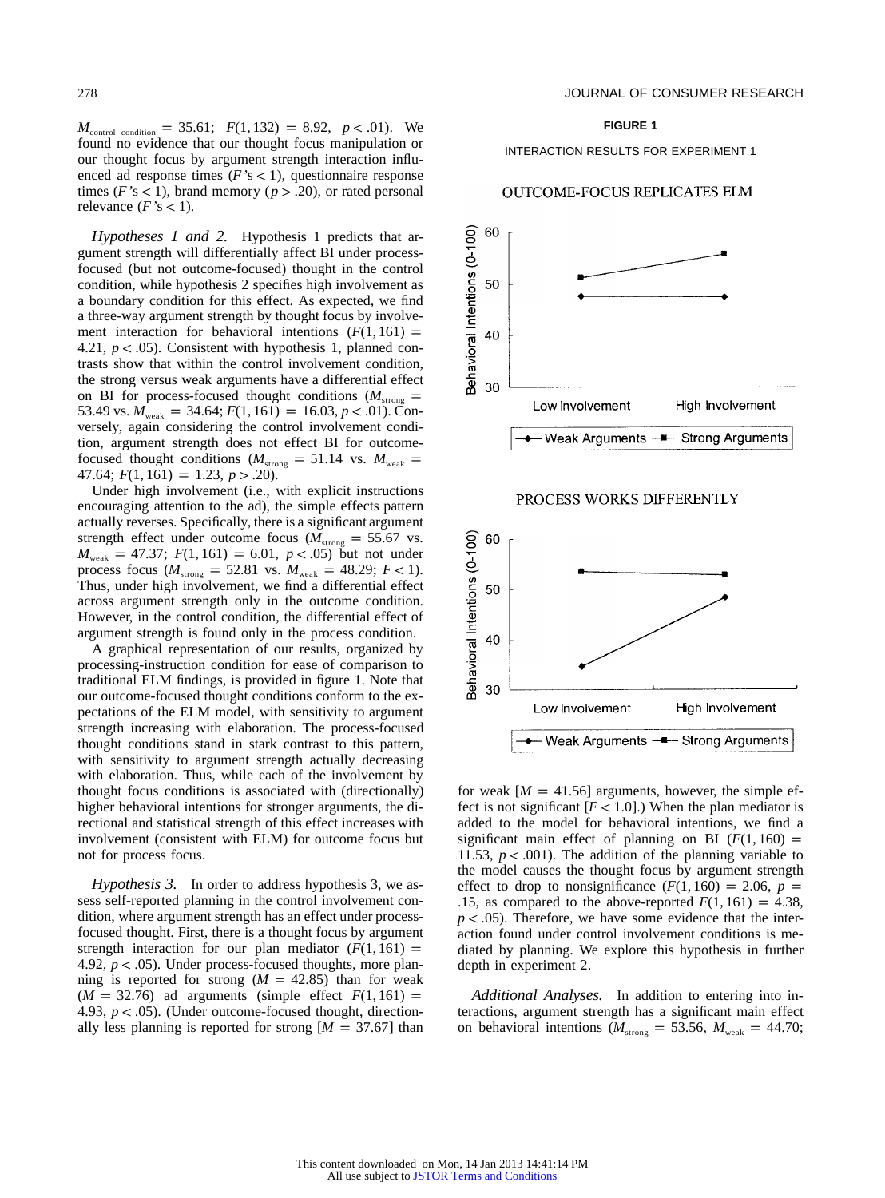$M_{\text{control condition}} = 35.61$; $F(1, 132) = 8.92$, $p < .01$). We found no evidence that our thought focus manipulation or our thought focus by argument strength interaction influenced ad response times ($F$'s $< 1$), questionnaire response times ($F$'s $< 1$), brand memory ($p > .20$), or rated personal relevance ($F$'s $< 1$).

*Hypotheses 1 and 2.* Hypothesis 1 predicts that argument strength will differentially affect BI under process-focused (but not outcome-focused) thought in the control condition, while hypothesis 2 specifies high involvement as a boundary condition for this effect. As expected, we find a three-way argument strength by thought focus by involvement interaction for behavioral intentions ($F(1, 161) = 4.21$, $p < .05$). Consistent with hypothesis 1, planned contrasts show that within the control involvement condition, the strong versus weak arguments have a differential effect on BI for process-focused thought conditions ($M_{\text{strong}} = 53.49$ vs. $M_{\text{weak}} = 34.64$; $F(1, 161) = 16.03$, $p < .01$). Conversely, again considering the control involvement condition, argument strength does not effect BI for outcome-focused thought conditions ($M_{\text{strong}} = 51.14$ vs. $M_{\text{weak}} = 47.64$; $F(1, 161) = 1.23$, $p > .20$).

Under high involvement (i.e., with explicit instructions encouraging attention to the ad), the simple effects pattern actually reverses. Specifically, there is a significant argument strength effect under outcome focus ($M_{\text{strong}} = 55.67$ vs. $M_{\text{weak}} = 47.37$; $F(1, 161) = 6.01$, $p < .05$) but not under process focus ($M_{\text{strong}} = 52.81$ vs. $M_{\text{weak}} = 48.29$; $F < 1$). Thus, under high involvement, we find a differential effect across argument strength only in the outcome condition. However, in the control condition, the differential effect of argument strength is found only in the process condition.

A graphical representation of our results, organized by processing-instruction condition for ease of comparison to traditional ELM findings, is provided in figure 1. Note that our outcome-focused thought conditions conform to the expectations of the ELM model, with sensitivity to argument strength increasing with elaboration. The process-focused thought conditions stand in stark contrast to this pattern, with sensitivity to argument strength actually decreasing with elaboration. Thus, while each of the involvement by thought focus conditions is associated with (directionally) higher behavioral intentions for stronger arguments, the directional and statistical strength of this effect increases with involvement (consistent with ELM) for outcome focus but not for process focus.

*Hypothesis 3.* In order to address hypothesis 3, we assess self-reported planning in the control involvement condition, where argument strength has an effect under process-focused thought. First, there is a thought focus by argument strength interaction for our plan mediator ($F(1, 161) = 4.92$, $p < .05$). Under process-focused thoughts, more planning is reported for strong ($M = 42.85$) than for weak ($M = 32.76$) ad arguments (simple effect $F(1, 161) = 4.93$, $p < .05$). (Under outcome-focused thought, directionally less planning is reported for strong [$M = 37.67$] than for weak [$M = 41.56$] arguments, however, the simple effect is not significant [$F < 1.0$].) When the plan mediator is added to the model for behavioral intentions, we find a significant main effect of planning on BI ($F(1, 160) = 11.53$, $p < .001$). The addition of the planning variable to the model causes the thought focus by argument strength effect to drop to nonsignificance ($F(1, 160) = 2.06$, $p = .15$, as compared to the above-reported $F(1, 161) = 4.38$, $p < .05$). Therefore, we have some evidence that the interaction found under control involvement conditions is mediated by planning. We explore this hypothesis in further depth in experiment 2.

**FIGURE 1**

INTERACTION RESULTS FOR EXPERIMENT 1

*Additional Analyses.* In addition to entering into interactions, argument strength has a significant main effect on behavioral intentions ($M_{\text{strong}} = 53.56$, $M_{\text{weak}} = 44.70$;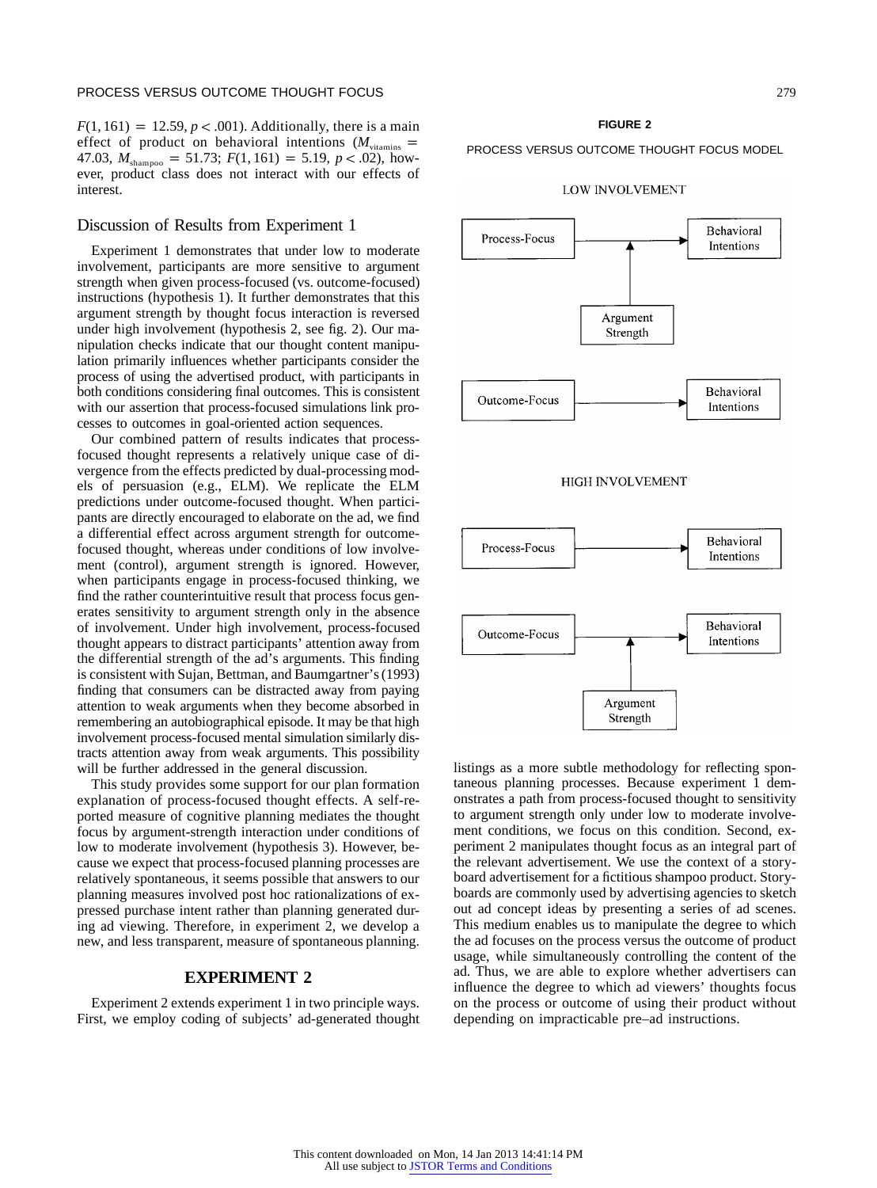$F(1, 161) = 12.59$, $p < .001$). Additionally, there is a main effect of product on behavioral intentions ($M_{vitamins} = 47.03$, $M_{shampoo} = 51.73$; $F(1, 161) = 5.19$, $p < .02$), however, product class does not interact with our effects of interest.

## Discussion of Results from Experiment 1

Experiment 1 demonstrates that under low to moderate involvement, participants are more sensitive to argument strength when given process-focused (vs. outcome-focused) instructions (hypothesis 1). It further demonstrates that this argument strength by thought focus interaction is reversed under high involvement (hypothesis 2, see fig. 2). Our manipulation checks indicate that our thought content manipulation primarily influences whether participants consider the process of using the advertised product, with participants in both conditions considering final outcomes. This is consistent with our assertion that process-focused simulations link processes to outcomes in goal-oriented action sequences.

Our combined pattern of results indicates that process-focused thought represents a relatively unique case of divergence from the effects predicted by dual-processing models of persuasion (e.g., ELM). We replicate the ELM predictions under outcome-focused thought. When participants are directly encouraged to elaborate on the ad, we find a differential effect across argument strength for outcome-focused thought, whereas under conditions of low involvement (control), argument strength is ignored. However, when participants engage in process-focused thinking, we find the rather counterintuitive result that process focus generates sensitivity to argument strength only in the absence of involvement. Under high involvement, process-focused thought appears to distract participants' attention away from the differential strength of the ad's arguments. This finding is consistent with Sujan, Bettman, and Baumgartner's (1993) finding that consumers can be distracted away from paying attention to weak arguments when they become absorbed in remembering an autobiographical episode. It may be that high involvement process-focused mental simulation similarly distracts attention away from weak arguments. This possibility will be further addressed in the general discussion.

This study provides some support for our plan formation explanation of process-focused thought effects. A self-reported measure of cognitive planning mediates the thought focus by argument-strength interaction under conditions of low to moderate involvement (hypothesis 3). However, because we expect that process-focused planning processes are relatively spontaneous, it seems possible that answers to our planning measures involved post hoc rationalizations of expressed purchase intent rather than planning generated during ad viewing. Therefore, in experiment 2, we develop a new, and less transparent, measure of spontaneous planning.

**FIGURE 2**

PROCESS VERSUS OUTCOME THOUGHT FOCUS MODEL

LOW INVOLVEMENT

Process-Focus → Behavioral Intentions (moderated by Argument Strength)

Outcome-Focus → Behavioral Intentions

HIGH INVOLVEMENT

Process-Focus → Behavioral Intentions

Outcome-Focus → Behavioral Intentions (moderated by Argument Strength)

# EXPERIMENT 2

Experiment 2 extends experiment 1 in two principle ways. First, we employ coding of subjects' ad-generated thought listings as a more subtle methodology for reflecting spontaneous planning processes. Because experiment 1 demonstrates a path from process-focused thought to sensitivity to argument strength only under low to moderate involvement conditions, we focus on this condition. Second, experiment 2 manipulates thought focus as an integral part of the relevant advertisement. We use the context of a storyboard advertisement for a fictitious shampoo product. Storyboards are commonly used by advertising agencies to sketch out ad concept ideas by presenting a series of ad scenes. This medium enables us to manipulate the degree to which the ad focuses on the process versus the outcome of product usage, while simultaneously controlling the content of the ad. Thus, we are able to explore whether advertisers can influence the degree to which ad viewers' thoughts focus on the process or outcome of using their product without depending on impracticable pre–ad instructions.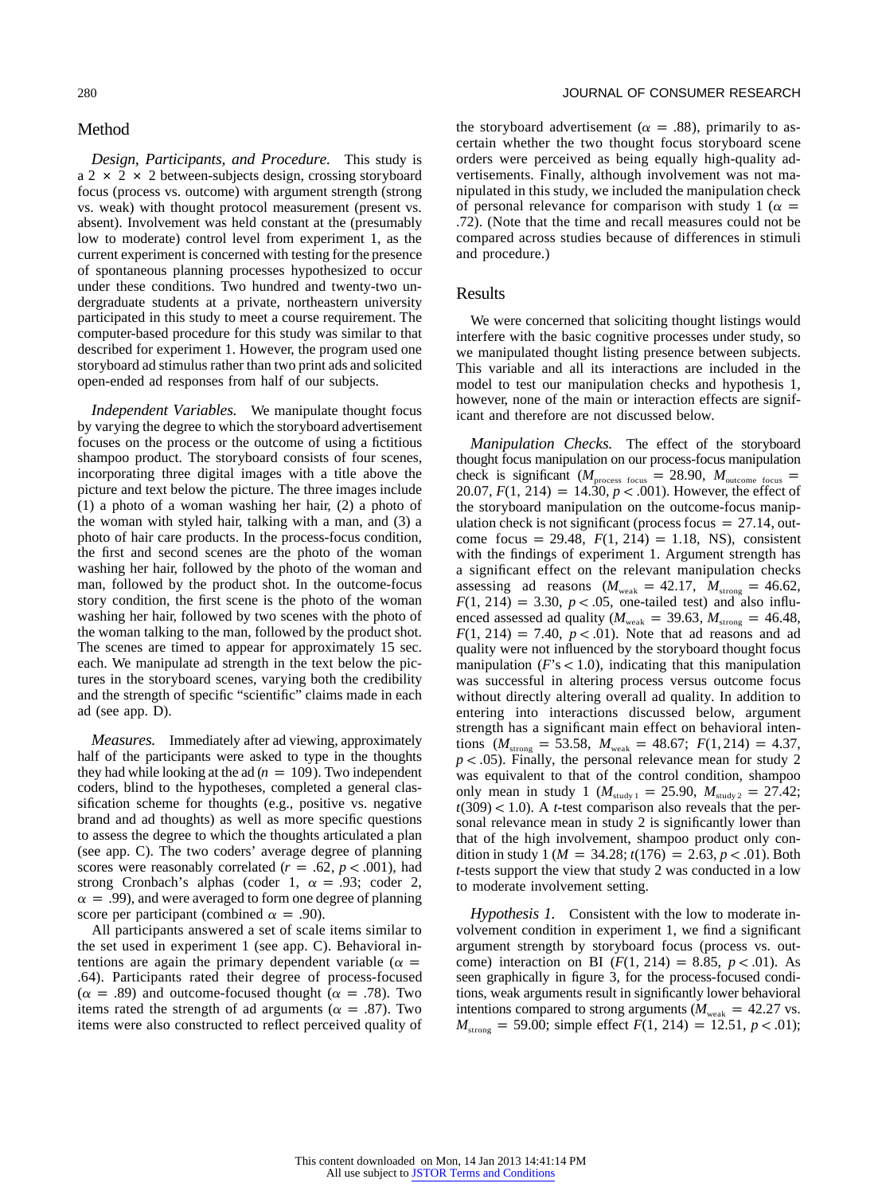## Method

*Design, Participants, and Procedure.* This study is a 2 × 2 × 2 between-subjects design, crossing storyboard focus (process vs. outcome) with argument strength (strong vs. weak) with thought protocol measurement (present vs. absent). Involvement was held constant at the (presumably low to moderate) control level from experiment 1, as the current experiment is concerned with testing for the presence of spontaneous planning processes hypothesized to occur under these conditions. Two hundred and twenty-two undergraduate students at a private, northeastern university participated in this study to meet a course requirement. The computer-based procedure for this study was similar to that described for experiment 1. However, the program used one storyboard ad stimulus rather than two print ads and solicited open-ended ad responses from half of our subjects.

*Independent Variables.* We manipulate thought focus by varying the degree to which the storyboard advertisement focuses on the process or the outcome of using a fictitious shampoo product. The storyboard consists of four scenes, incorporating three digital images with a title above the picture and text below the picture. The three images include (1) a photo of a woman washing her hair, (2) a photo of the woman with styled hair, talking with a man, and (3) a photo of hair care products. In the process-focus condition, the first and second scenes are the photo of the woman washing her hair, followed by the photo of the woman and man, followed by the product shot. In the outcome-focus story condition, the first scene is the photo of the woman washing her hair, followed by two scenes with the photo of the woman talking to the man, followed by the product shot. The scenes are timed to appear for approximately 15 sec. each. We manipulate ad strength in the text below the pictures in the storyboard scenes, varying both the credibility and the strength of specific "scientific" claims made in each ad (see app. D).

*Measures.* Immediately after ad viewing, approximately half of the participants were asked to type in the thoughts they had while looking at the ad ($n = 109$). Two independent coders, blind to the hypotheses, completed a general classification scheme for thoughts (e.g., positive vs. negative brand and ad thoughts) as well as more specific questions to assess the degree to which the thoughts articulated a plan (see app. C). The two coders' average degree of planning scores were reasonably correlated ($r = .62$, $p < .001$), had strong Cronbach's alphas (coder 1, $\alpha = .93$; coder 2, $\alpha = .99$), and were averaged to form one degree of planning score per participant (combined $\alpha = .90$).

All participants answered a set of scale items similar to the set used in experiment 1 (see app. C). Behavioral intentions are again the primary dependent variable ($\alpha = .64$). Participants rated their degree of process-focused ($\alpha = .89$) and outcome-focused thought ($\alpha = .78$). Two items rated the strength of ad arguments ($\alpha = .87$). Two items were also constructed to reflect perceived quality of the storyboard advertisement ($\alpha = .88$), primarily to ascertain whether the two thought focus storyboard scene orders were perceived as being equally high-quality advertisements. Finally, although involvement was not manipulated in this study, we included the manipulation check of personal relevance for comparison with study 1 ($\alpha = .72$). (Note that the time and recall measures could not be compared across studies because of differences in stimuli and procedure.)

## Results

We were concerned that soliciting thought listings would interfere with the basic cognitive processes under study, so we manipulated thought listing presence between subjects. This variable and all its interactions are included in the model to test our manipulation checks and hypothesis 1, however, none of the main or interaction effects are significant and therefore are not discussed below.

*Manipulation Checks.* The effect of the storyboard thought focus manipulation on our process-focus manipulation check is significant ($M_{\text{process focus}} = 28.90$, $M_{\text{outcome focus}} = 20.07$, $F(1, 214) = 14.30$, $p < .001$). However, the effect of the storyboard manipulation on the outcome-focus manipulation check is not significant (process focus = 27.14, outcome focus = 29.48, $F(1, 214) = 1.18$, NS), consistent with the findings of experiment 1. Argument strength has a significant effect on the relevant manipulation checks assessing ad reasons ($M_{\text{weak}} = 42.17$, $M_{\text{strong}} = 46.62$, $F(1, 214) = 3.30$, $p < .05$, one-tailed test) and also influenced assessed ad quality ($M_{\text{weak}} = 39.63$, $M_{\text{strong}} = 46.48$, $F(1, 214) = 7.40$, $p < .01$). Note that ad reasons and ad quality were not influenced by the storyboard thought focus manipulation ($F$'s $< 1.0$), indicating that this manipulation was successful in altering process versus outcome focus without directly altering overall ad quality. In addition to entering into interactions discussed below, argument strength has a significant main effect on behavioral intentions ($M_{\text{strong}} = 53.58$, $M_{\text{weak}} = 48.67$; $F(1, 214) = 4.37$, $p < .05$). Finally, the personal relevance mean for study 2 was equivalent to that of the control condition, shampoo only mean in study 1 ($M_{\text{study 1}} = 25.90$, $M_{\text{study 2}} = 27.42$; $t(309) < 1.0$). A $t$-test comparison also reveals that the personal relevance mean in study 2 is significantly lower than that of the high involvement, shampoo product only condition in study 1 ($M = 34.28$; $t(176) = 2.63$, $p < .01$). Both $t$-tests support the view that study 2 was conducted in a low to moderate involvement setting.

*Hypothesis 1.* Consistent with the low to moderate involvement condition in experiment 1, we find a significant argument strength by storyboard focus (process vs. outcome) interaction on BI ($F(1, 214) = 8.85$, $p < .01$). As seen graphically in figure 3, for the process-focused conditions, weak arguments result in significantly lower behavioral intentions compared to strong arguments ($M_{\text{weak}} = 42.27$ vs. $M_{\text{strong}} = 59.00$; simple effect $F(1, 214) = 12.51$, $p < .01$);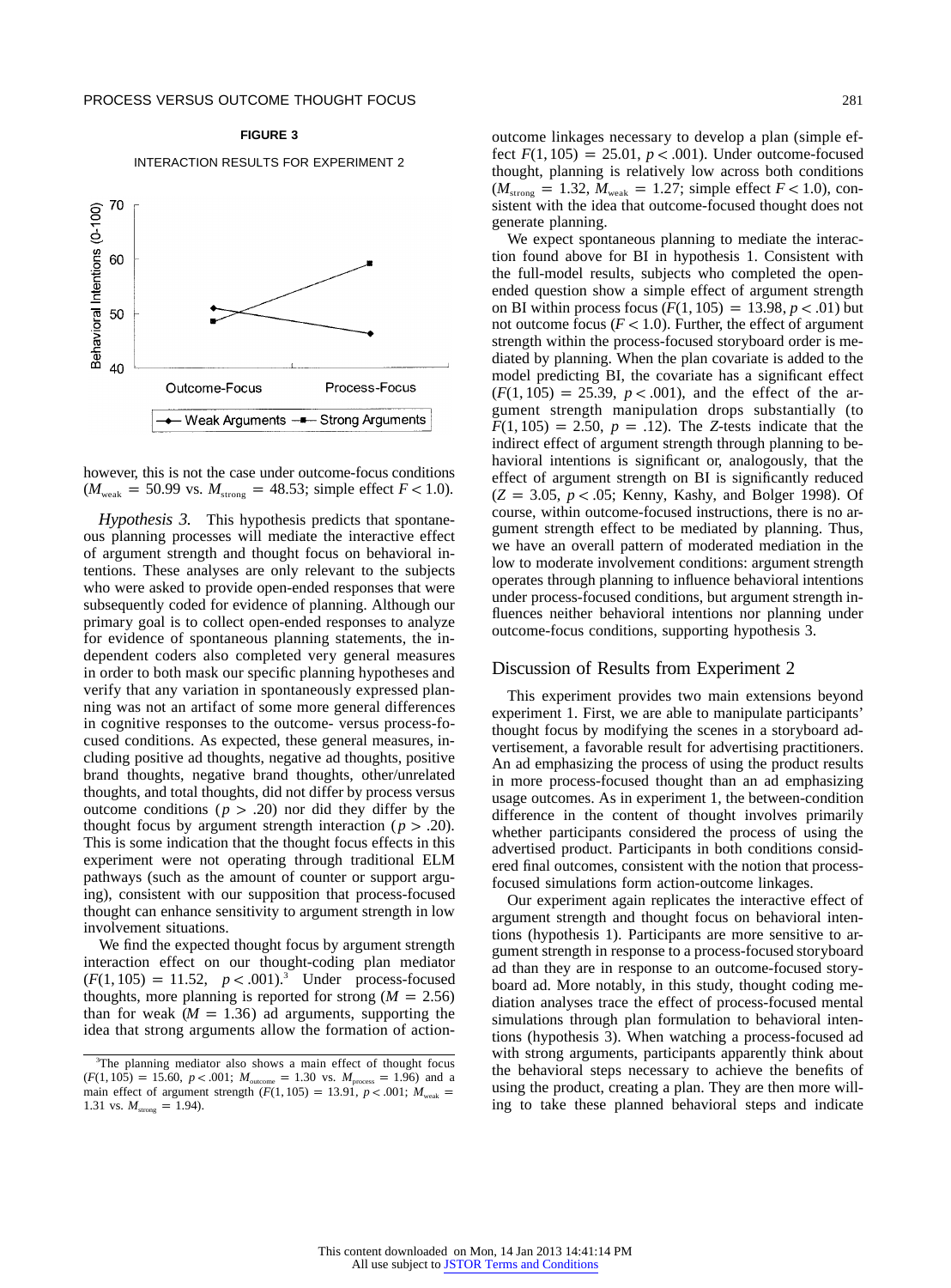**FIGURE 3**

INTERACTION RESULTS FOR EXPERIMENT 2

however, this is not the case under outcome-focus conditions ($M_{weak} = 50.99$ vs. $M_{strong} = 48.53$; simple effect $F < 1.0$).

*Hypothesis 3.* This hypothesis predicts that spontaneous planning processes will mediate the interactive effect of argument strength and thought focus on behavioral intentions. These analyses are only relevant to the subjects who were asked to provide open-ended responses that were subsequently coded for evidence of planning. Although our primary goal is to collect open-ended responses to analyze for evidence of spontaneous planning statements, the independent coders also completed very general measures in order to both mask our specific planning hypotheses and verify that any variation in spontaneously expressed planning was not an artifact of some more general differences in cognitive responses to the outcome- versus process-focused conditions. As expected, these general measures, including positive ad thoughts, negative ad thoughts, positive brand thoughts, negative brand thoughts, other/unrelated thoughts, and total thoughts, did not differ by process versus outcome conditions ($p > .20$) nor did they differ by the thought focus by argument strength interaction ($p > .20$). This is some indication that the thought focus effects in this experiment were not operating through traditional ELM pathways (such as the amount of counter or support arguing), consistent with our supposition that process-focused thought can enhance sensitivity to argument strength in low involvement situations.

We find the expected thought focus by argument strength interaction effect on our thought-coding plan mediator ($F(1, 105) = 11.52$, $p < .001$).[3] Under process-focused thoughts, more planning is reported for strong ($M = 2.56$) than for weak ($M = 1.36$) ad arguments, supporting the idea that strong arguments allow the formation of action-outcome linkages necessary to develop a plan (simple effect $F(1, 105) = 25.01$, $p < .001$). Under outcome-focused thought, planning is relatively low across both conditions ($M_{strong} = 1.32$, $M_{weak} = 1.27$; simple effect $F < 1.0$), consistent with the idea that outcome-focused thought does not generate planning.

We expect spontaneous planning to mediate the interaction found above for BI in hypothesis 1. Consistent with the full-model results, subjects who completed the open-ended question show a simple effect of argument strength on BI within process focus ($F(1, 105) = 13.98$, $p < .01$) but not outcome focus ($F < 1.0$). Further, the effect of argument strength within the process-focused storyboard order is mediated by planning. When the plan covariate is added to the model predicting BI, the covariate has a significant effect ($F(1, 105) = 25.39$, $p < .001$), and the effect of the argument strength manipulation drops substantially (to $F(1, 105) = 2.50$, $p = .12$). The *Z*-tests indicate that the indirect effect of argument strength through planning to behavioral intentions is significant or, analogously, that the effect of argument strength on BI is significantly reduced ($Z = 3.05$, $p < .05$; Kenny, Kashy, and Bolger 1998). Of course, within outcome-focused instructions, there is no argument strength effect to be mediated by planning. Thus, we have an overall pattern of moderated mediation in the low to moderate involvement conditions: argument strength operates through planning to influence behavioral intentions under process-focused conditions, but argument strength influences neither behavioral intentions nor planning under outcome-focus conditions, supporting hypothesis 3.

## Discussion of Results from Experiment 2

This experiment provides two main extensions beyond experiment 1. First, we are able to manipulate participants' thought focus by modifying the scenes in a storyboard advertisement, a favorable result for advertising practitioners. An ad emphasizing the process of using the product results in more process-focused thought than an ad emphasizing usage outcomes. As in experiment 1, the between-condition difference in the content of thought involves primarily whether participants considered the process of using the advertised product. Participants in both conditions considered final outcomes, consistent with the notion that process-focused simulations form action-outcome linkages.

Our experiment again replicates the interactive effect of argument strength and thought focus on behavioral intentions (hypothesis 1). Participants are more sensitive to argument strength in response to a process-focused storyboard ad than they are in response to an outcome-focused storyboard ad. More notably, in this study, thought coding mediation analyses trace the effect of process-focused mental simulations through plan formulation to behavioral intentions (hypothesis 3). When watching a process-focused ad with strong arguments, participants apparently think about the behavioral steps necessary to achieve the benefits of using the product, creating a plan. They are then more willing to take these planned behavioral steps and indicate

---

[3]The planning mediator also shows a main effect of thought focus ($F(1, 105) = 15.60$, $p < .001$; $M_{outcome} = 1.30$ vs. $M_{process} = 1.96$) and a main effect of argument strength ($F(1, 105) = 13.91$, $p < .001$; $M_{weak} = 1.31$ vs. $M_{strong} = 1.94$).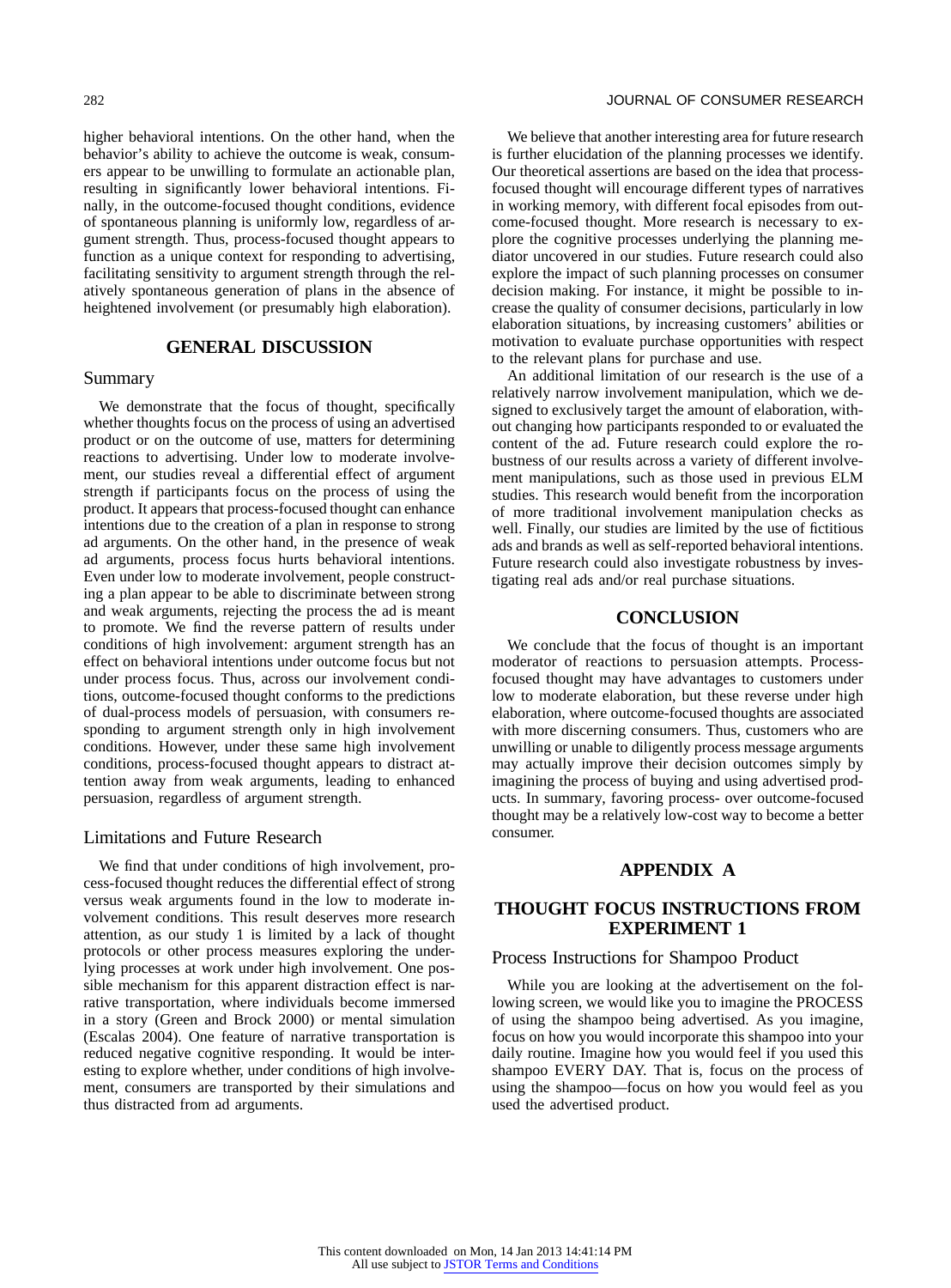higher behavioral intentions. On the other hand, when the behavior's ability to achieve the outcome is weak, consumers appear to be unwilling to formulate an actionable plan, resulting in significantly lower behavioral intentions. Finally, in the outcome-focused thought conditions, evidence of spontaneous planning is uniformly low, regardless of argument strength. Thus, process-focused thought appears to function as a unique context for responding to advertising, facilitating sensitivity to argument strength through the relatively spontaneous generation of plans in the absence of heightened involvement (or presumably high elaboration).

## GENERAL DISCUSSION

### Summary

We demonstrate that the focus of thought, specifically whether thoughts focus on the process of using an advertised product or on the outcome of use, matters for determining reactions to advertising. Under low to moderate involvement, our studies reveal a differential effect of argument strength if participants focus on the process of using the product. It appears that process-focused thought can enhance intentions due to the creation of a plan in response to strong ad arguments. On the other hand, in the presence of weak ad arguments, process focus hurts behavioral intentions. Even under low to moderate involvement, people constructing a plan appear to be able to discriminate between strong and weak arguments, rejecting the process the ad is meant to promote. We find the reverse pattern of results under conditions of high involvement: argument strength has an effect on behavioral intentions under outcome focus but not under process focus. Thus, across our involvement conditions, outcome-focused thought conforms to the predictions of dual-process models of persuasion, with consumers responding to argument strength only in high involvement conditions. However, under these same high involvement conditions, process-focused thought appears to distract attention away from weak arguments, leading to enhanced persuasion, regardless of argument strength.

### Limitations and Future Research

We find that under conditions of high involvement, process-focused thought reduces the differential effect of strong versus weak arguments found in the low to moderate involvement conditions. This result deserves more research attention, as our study 1 is limited by a lack of thought protocols or other process measures exploring the underlying processes at work under high involvement. One possible mechanism for this apparent distraction effect is narrative transportation, where individuals become immersed in a story (Green and Brock 2000) or mental simulation (Escalas 2004). One feature of narrative transportation is reduced negative cognitive responding. It would be interesting to explore whether, under conditions of high involvement, consumers are transported by their simulations and thus distracted from ad arguments.

We believe that another interesting area for future research is further elucidation of the planning processes we identify. Our theoretical assertions are based on the idea that process-focused thought will encourage different types of narratives in working memory, with different focal episodes from outcome-focused thought. More research is necessary to explore the cognitive processes underlying the planning mediator uncovered in our studies. Future research could also explore the impact of such planning processes on consumer decision making. For instance, it might be possible to increase the quality of consumer decisions, particularly in low elaboration situations, by increasing customers' abilities or motivation to evaluate purchase opportunities with respect to the relevant plans for purchase and use.

An additional limitation of our research is the use of a relatively narrow involvement manipulation, which we designed to exclusively target the amount of elaboration, without changing how participants responded to or evaluated the content of the ad. Future research could explore the robustness of our results across a variety of different involvement manipulations, such as those used in previous ELM studies. This research would benefit from the incorporation of more traditional involvement manipulation checks as well. Finally, our studies are limited by the use of fictitious ads and brands as well as self-reported behavioral intentions. Future research could also investigate robustness by investigating real ads and/or real purchase situations.

## CONCLUSION

We conclude that the focus of thought is an important moderator of reactions to persuasion attempts. Process-focused thought may have advantages to customers under low to moderate elaboration, but these reverse under high elaboration, where outcome-focused thoughts are associated with more discerning consumers. Thus, customers who are unwilling or unable to diligently process message arguments may actually improve their decision outcomes simply by imagining the process of buying and using advertised products. In summary, favoring process- over outcome-focused thought may be a relatively low-cost way to become a better consumer.

## APPENDIX A

## THOUGHT FOCUS INSTRUCTIONS FROM EXPERIMENT 1

### Process Instructions for Shampoo Product

While you are looking at the advertisement on the following screen, we would like you to imagine the PROCESS of using the shampoo being advertised. As you imagine, focus on how you would incorporate this shampoo into your daily routine. Imagine how you would feel if you used this shampoo EVERY DAY. That is, focus on the process of using the shampoo—focus on how you would feel as you used the advertised product.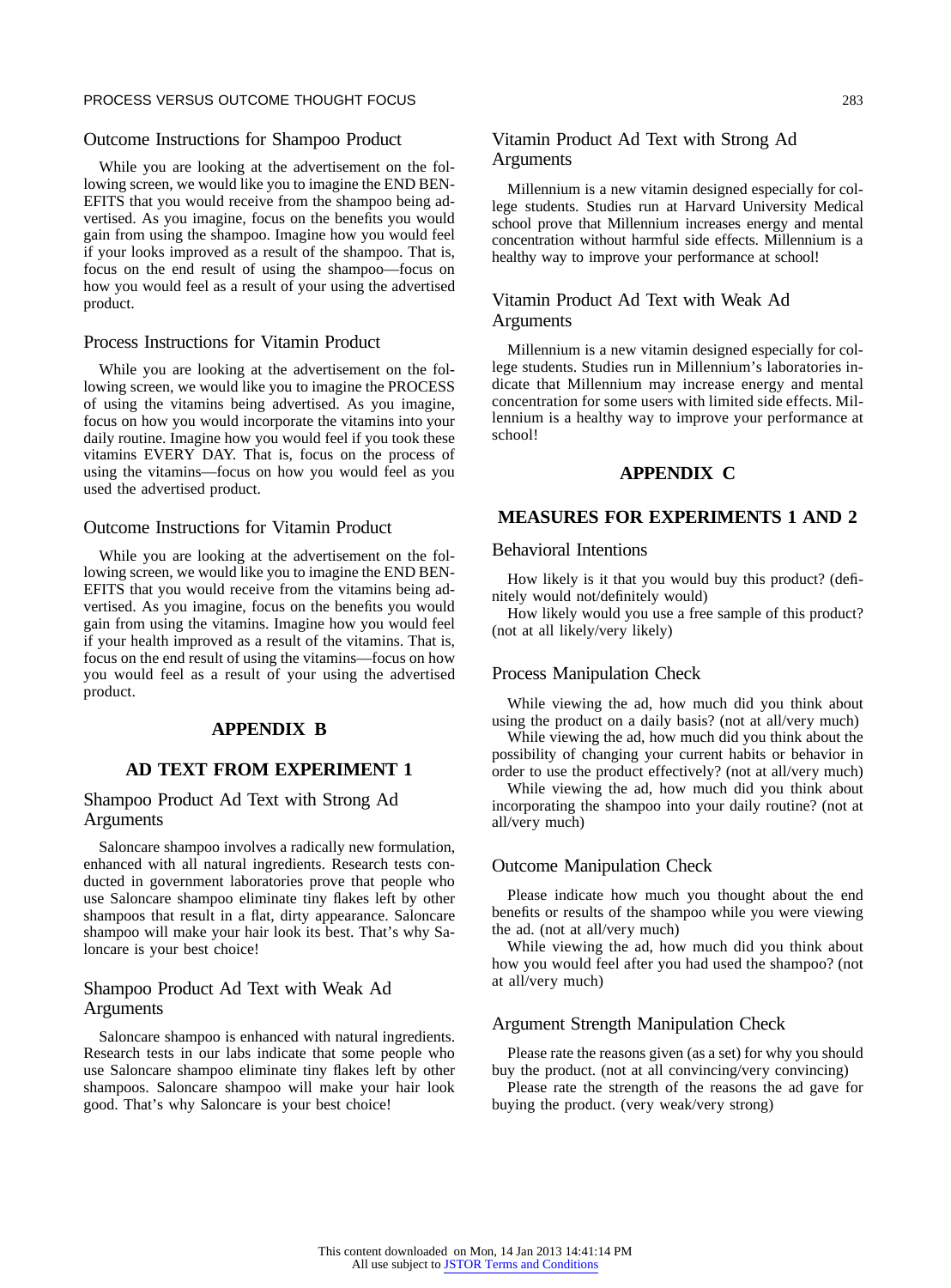### Outcome Instructions for Shampoo Product

While you are looking at the advertisement on the following screen, we would like you to imagine the END BENEFITS that you would receive from the shampoo being advertised. As you imagine, focus on the benefits you would gain from using the shampoo. Imagine how you would feel if your looks improved as a result of the shampoo. That is, focus on the end result of using the shampoo—focus on how you would feel as a result of your using the advertised product.

### Process Instructions for Vitamin Product

While you are looking at the advertisement on the following screen, we would like you to imagine the PROCESS of using the vitamins being advertised. As you imagine, focus on how you would incorporate the vitamins into your daily routine. Imagine how you would feel if you took these vitamins EVERY DAY. That is, focus on the process of using the vitamins—focus on how you would feel as you used the advertised product.

### Outcome Instructions for Vitamin Product

While you are looking at the advertisement on the following screen, we would like you to imagine the END BENEFITS that you would receive from the vitamins being advertised. As you imagine, focus on the benefits you would gain from using the vitamins. Imagine how you would feel if your health improved as a result of the vitamins. That is, focus on the end result of using the vitamins—focus on how you would feel as a result of your using the advertised product.

## APPENDIX B

## AD TEXT FROM EXPERIMENT 1

### Shampoo Product Ad Text with Strong Ad Arguments

Saloncare shampoo involves a radically new formulation, enhanced with all natural ingredients. Research tests conducted in government laboratories prove that people who use Saloncare shampoo eliminate tiny flakes left by other shampoos that result in a flat, dirty appearance. Saloncare shampoo will make your hair look its best. That's why Saloncare is your best choice!

### Shampoo Product Ad Text with Weak Ad Arguments

Saloncare shampoo is enhanced with natural ingredients. Research tests in our labs indicate that some people who use Saloncare shampoo eliminate tiny flakes left by other shampoos. Saloncare shampoo will make your hair look good. That's why Saloncare is your best choice!

### Vitamin Product Ad Text with Strong Ad Arguments

Millennium is a new vitamin designed especially for college students. Studies run at Harvard University Medical school prove that Millennium increases energy and mental concentration without harmful side effects. Millennium is a healthy way to improve your performance at school!

### Vitamin Product Ad Text with Weak Ad Arguments

Millennium is a new vitamin designed especially for college students. Studies run in Millennium's laboratories indicate that Millennium may increase energy and mental concentration for some users with limited side effects. Millennium is a healthy way to improve your performance at school!

## APPENDIX C

## MEASURES FOR EXPERIMENTS 1 AND 2

### Behavioral Intentions

How likely is it that you would buy this product? (definitely would not/definitely would)

How likely would you use a free sample of this product? (not at all likely/very likely)

### Process Manipulation Check

While viewing the ad, how much did you think about using the product on a daily basis? (not at all/very much)

While viewing the ad, how much did you think about the possibility of changing your current habits or behavior in order to use the product effectively? (not at all/very much)

While viewing the ad, how much did you think about incorporating the shampoo into your daily routine? (not at all/very much)

### Outcome Manipulation Check

Please indicate how much you thought about the end benefits or results of the shampoo while you were viewing the ad. (not at all/very much)

While viewing the ad, how much did you think about how you would feel after you had used the shampoo? (not at all/very much)

### Argument Strength Manipulation Check

Please rate the reasons given (as a set) for why you should buy the product. (not at all convincing/very convincing)

Please rate the strength of the reasons the ad gave for buying the product. (very weak/very strong)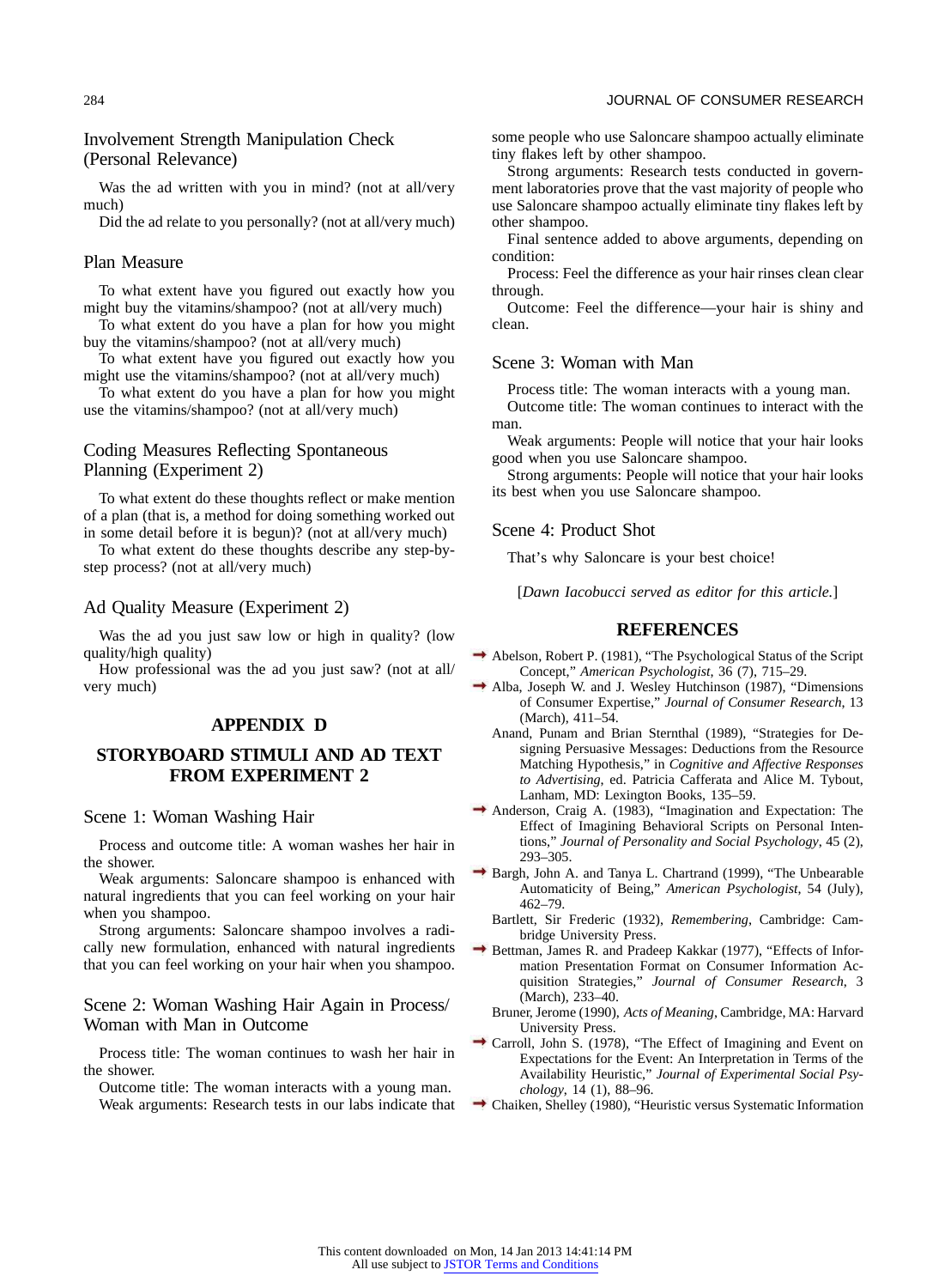### Involvement Strength Manipulation Check (Personal Relevance)

Was the ad written with you in mind? (not at all/very much)

Did the ad relate to you personally? (not at all/very much)

### Plan Measure

To what extent have you figured out exactly how you might buy the vitamins/shampoo? (not at all/very much)

To what extent do you have a plan for how you might buy the vitamins/shampoo? (not at all/very much)

To what extent have you figured out exactly how you might use the vitamins/shampoo? (not at all/very much)

To what extent do you have a plan for how you might use the vitamins/shampoo? (not at all/very much)

### Coding Measures Reflecting Spontaneous Planning (Experiment 2)

To what extent do these thoughts reflect or make mention of a plan (that is, a method for doing something worked out in some detail before it is begun)? (not at all/very much)

To what extent do these thoughts describe any step-by-step process? (not at all/very much)

### Ad Quality Measure (Experiment 2)

Was the ad you just saw low or high in quality? (low quality/high quality)

How professional was the ad you just saw? (not at all/very much)

## APPENDIX D

## STORYBOARD STIMULI AND AD TEXT FROM EXPERIMENT 2

### Scene 1: Woman Washing Hair

Process and outcome title: A woman washes her hair in the shower.

Weak arguments: Saloncare shampoo is enhanced with natural ingredients that you can feel working on your hair when you shampoo.

Strong arguments: Saloncare shampoo involves a radically new formulation, enhanced with natural ingredients that you can feel working on your hair when you shampoo.

### Scene 2: Woman Washing Hair Again in Process/Woman with Man in Outcome

Process title: The woman continues to wash her hair in the shower.

Outcome title: The woman interacts with a young man.

Weak arguments: Research tests in our labs indicate that some people who use Saloncare shampoo actually eliminate tiny flakes left by other shampoo.

Strong arguments: Research tests conducted in government laboratories prove that the vast majority of people who use Saloncare shampoo actually eliminate tiny flakes left by other shampoo.

Final sentence added to above arguments, depending on condition:

Process: Feel the difference as your hair rinses clean clear through.

Outcome: Feel the difference—your hair is shiny and clean.

### Scene 3: Woman with Man

Process title: The woman interacts with a young man.

Outcome title: The woman continues to interact with the man.

Weak arguments: People will notice that your hair looks good when you use Saloncare shampoo.

Strong arguments: People will notice that your hair looks its best when you use Saloncare shampoo.

### Scene 4: Product Shot

That's why Saloncare is your best choice!

[*Dawn Iacobucci served as editor for this article.*]

## REFERENCES

Abelson, Robert P. (1981), "The Psychological Status of the Script Concept," *American Psychologist*, 36 (7), 715–29.

Alba, Joseph W. and J. Wesley Hutchinson (1987), "Dimensions of Consumer Expertise," *Journal of Consumer Research*, 13 (March), 411–54.

Anand, Punam and Brian Sternthal (1989), "Strategies for Designing Persuasive Messages: Deductions from the Resource Matching Hypothesis," in *Cognitive and Affective Responses to Advertising*, ed. Patricia Cafferata and Alice M. Tybout, Lanham, MD: Lexington Books, 135–59.

Anderson, Craig A. (1983), "Imagination and Expectation: The Effect of Imagining Behavioral Scripts on Personal Intentions," *Journal of Personality and Social Psychology*, 45 (2), 293–305.

Bargh, John A. and Tanya L. Chartrand (1999), "The Unbearable Automaticity of Being," *American Psychologist*, 54 (July), 462–79.

Bartlett, Sir Frederic (1932), *Remembering*, Cambridge: Cambridge University Press.

Bettman, James R. and Pradeep Kakkar (1977), "Effects of Information Presentation Format on Consumer Information Acquisition Strategies," *Journal of Consumer Research*, 3 (March), 233–40.

Bruner, Jerome (1990), *Acts of Meaning*, Cambridge, MA: Harvard University Press.

Carroll, John S. (1978), "The Effect of Imagining and Event on Expectations for the Event: An Interpretation in Terms of the Availability Heuristic," *Journal of Experimental Social Psychology*, 14 (1), 88–96.

Chaiken, Shelley (1980), "Heuristic versus Systematic Information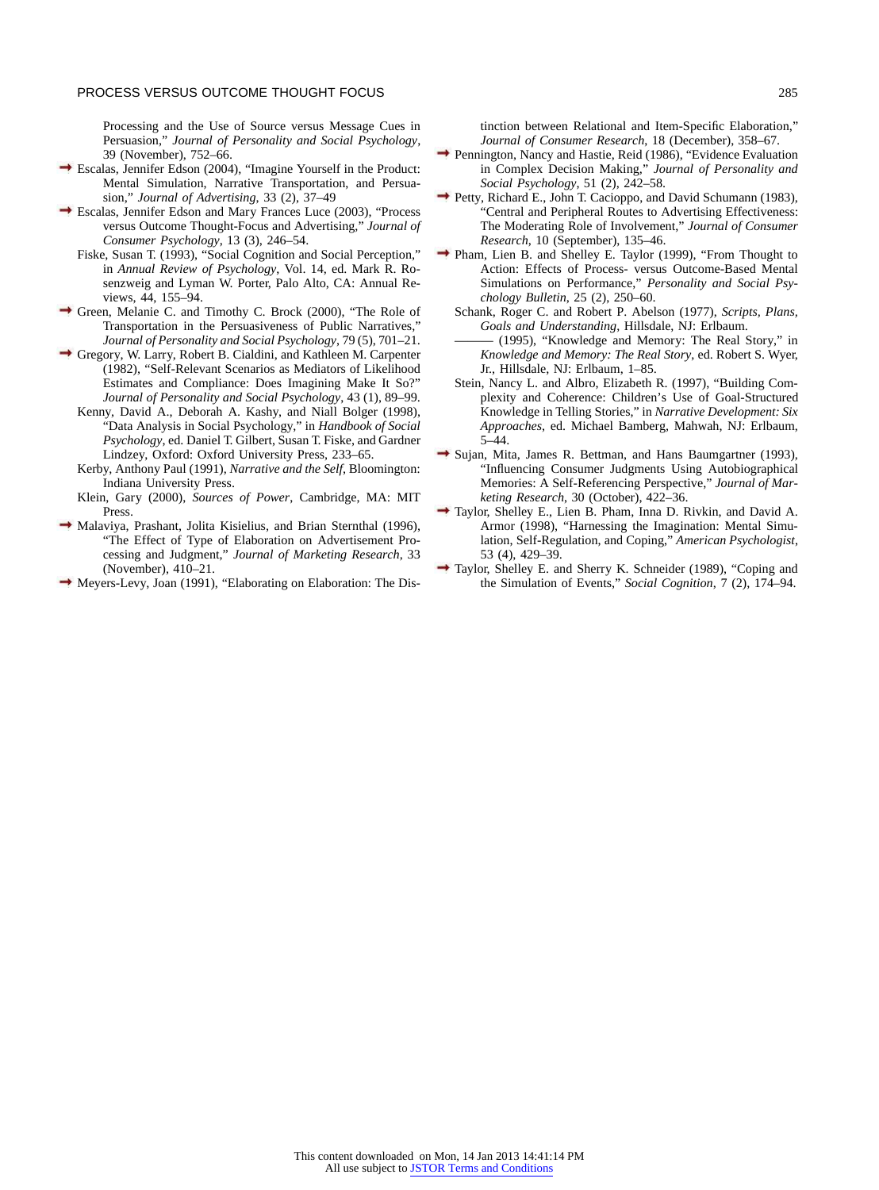Processing and the Use of Source versus Message Cues in Persuasion," *Journal of Personality and Social Psychology*, 39 (November), 752–66.

Escalas, Jennifer Edson (2004), "Imagine Yourself in the Product: Mental Simulation, Narrative Transportation, and Persuasion," *Journal of Advertising*, 33 (2), 37–49

Escalas, Jennifer Edson and Mary Frances Luce (2003), "Process versus Outcome Thought-Focus and Advertising," *Journal of Consumer Psychology*, 13 (3), 246–54.

Fiske, Susan T. (1993), "Social Cognition and Social Perception," in *Annual Review of Psychology*, Vol. 14, ed. Mark R. Rosenzweig and Lyman W. Porter, Palo Alto, CA: Annual Reviews, 44, 155–94.

Green, Melanie C. and Timothy C. Brock (2000), "The Role of Transportation in the Persuasiveness of Public Narratives," *Journal of Personality and Social Psychology*, 79 (5), 701–21.

Gregory, W. Larry, Robert B. Cialdini, and Kathleen M. Carpenter (1982), "Self-Relevant Scenarios as Mediators of Likelihood Estimates and Compliance: Does Imagining Make It So?" *Journal of Personality and Social Psychology*, 43 (1), 89–99.

Kenny, David A., Deborah A. Kashy, and Niall Bolger (1998), "Data Analysis in Social Psychology," in *Handbook of Social Psychology*, ed. Daniel T. Gilbert, Susan T. Fiske, and Gardner Lindzey, Oxford: Oxford University Press, 233–65.

Kerby, Anthony Paul (1991), *Narrative and the Self*, Bloomington: Indiana University Press.

Klein, Gary (2000), *Sources of Power*, Cambridge, MA: MIT Press.

Malaviya, Prashant, Jolita Kisielius, and Brian Sternthal (1996), "The Effect of Type of Elaboration on Advertisement Processing and Judgment," *Journal of Marketing Research*, 33 (November), 410–21.

Meyers-Levy, Joan (1991), "Elaborating on Elaboration: The Distinction between Relational and Item-Specific Elaboration," *Journal of Consumer Research*, 18 (December), 358–67.

Pennington, Nancy and Hastie, Reid (1986), "Evidence Evaluation in Complex Decision Making," *Journal of Personality and Social Psychology*, 51 (2), 242–58.

Petty, Richard E., John T. Cacioppo, and David Schumann (1983), "Central and Peripheral Routes to Advertising Effectiveness: The Moderating Role of Involvement," *Journal of Consumer Research*, 10 (September), 135–46.

Pham, Lien B. and Shelley E. Taylor (1999), "From Thought to Action: Effects of Process- versus Outcome-Based Mental Simulations on Performance," *Personality and Social Psychology Bulletin*, 25 (2), 250–60.

Schank, Roger C. and Robert P. Abelson (1977), *Scripts, Plans, Goals and Understanding*, Hillsdale, NJ: Erlbaum.

——— (1995), "Knowledge and Memory: The Real Story," in *Knowledge and Memory: The Real Story*, ed. Robert S. Wyer, Jr., Hillsdale, NJ: Erlbaum, 1–85.

Stein, Nancy L. and Albro, Elizabeth R. (1997), "Building Complexity and Coherence: Children's Use of Goal-Structured Knowledge in Telling Stories," in *Narrative Development: Six Approaches*, ed. Michael Bamberg, Mahwah, NJ: Erlbaum, 5–44.

Sujan, Mita, James R. Bettman, and Hans Baumgartner (1993), "Influencing Consumer Judgments Using Autobiographical Memories: A Self-Referencing Perspective," *Journal of Marketing Research*, 30 (October), 422–36.

Taylor, Shelley E., Lien B. Pham, Inna D. Rivkin, and David A. Armor (1998), "Harnessing the Imagination: Mental Simulation, Self-Regulation, and Coping," *American Psychologist*, 53 (4), 429–39.

Taylor, Shelley E. and Sherry K. Schneider (1989), "Coping and the Simulation of Events," *Social Cognition*, 7 (2), 174–94.